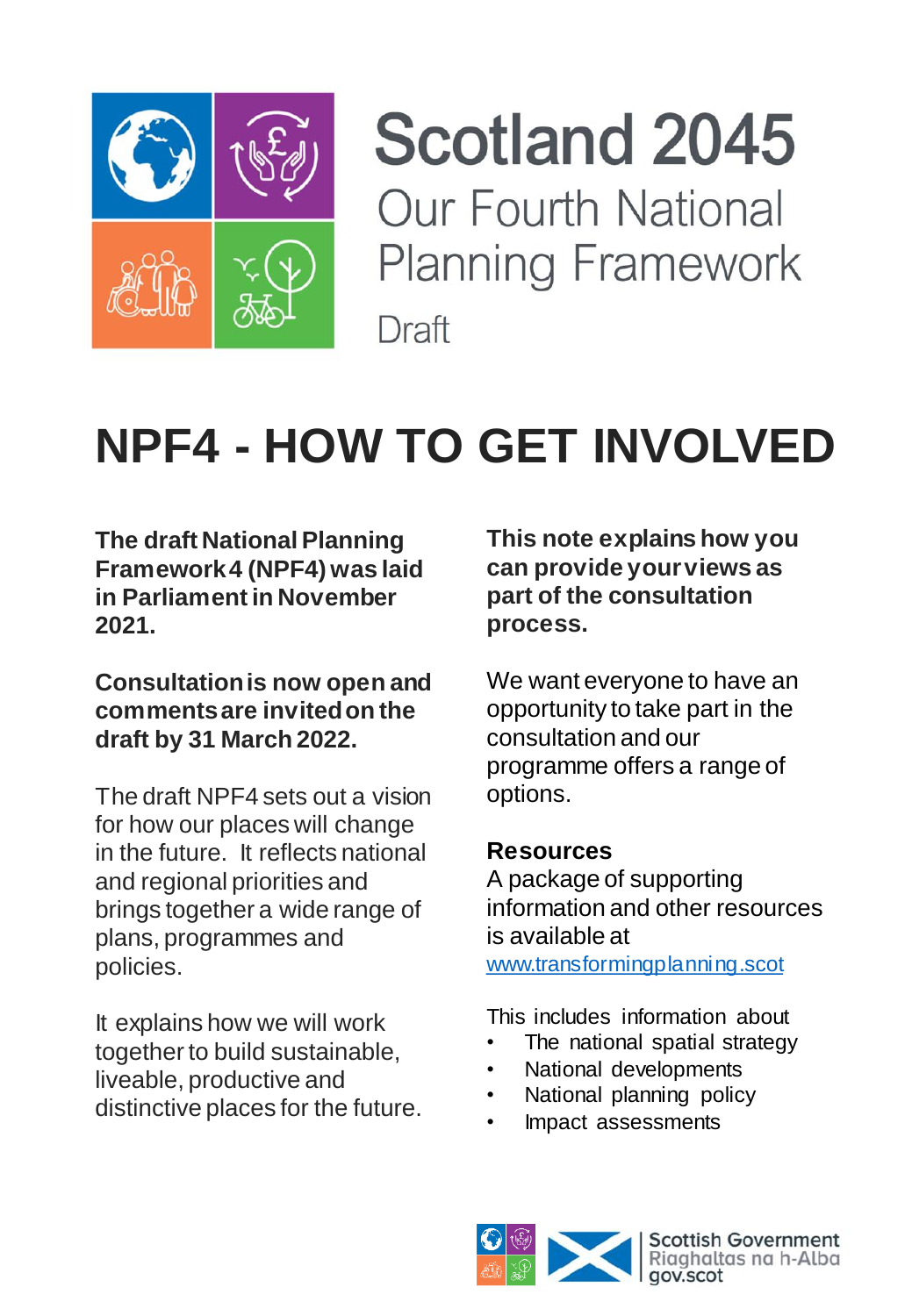# Scotland 2045

## Our Fourth National Planning Framework

Draft

# NPF4 - HOW TO GET INVOLVED

**The draft National Planning Framework 4 (NPF4) was laid in Parliament in November 2021.**

**Consultation is now open and comments are invited on the draft by 31 March 2022.**

The draft NPF4 sets out a vision for how our places will change in the future. It reflects national and regional priorities and brings together a wide range of plans, programmes and policies.

It explains how we will work together to build sustainable, liveable, productive and distinctive places for the future.

**This note explains how you can provide your views as part of the consultation process.**

We want everyone to have an opportunity to take part in the consultation and our programme offers a range of options.

### Resources

A package of supporting information and other resources is available at [www.transformingplanning.scot](http://www.transformingplanning.scot)

This includes information about

- The national spatial strategy
- National developments
- National planning policy
- Impact assessments

Scottish Government
Riaghaltas na h-Alba
gov.scot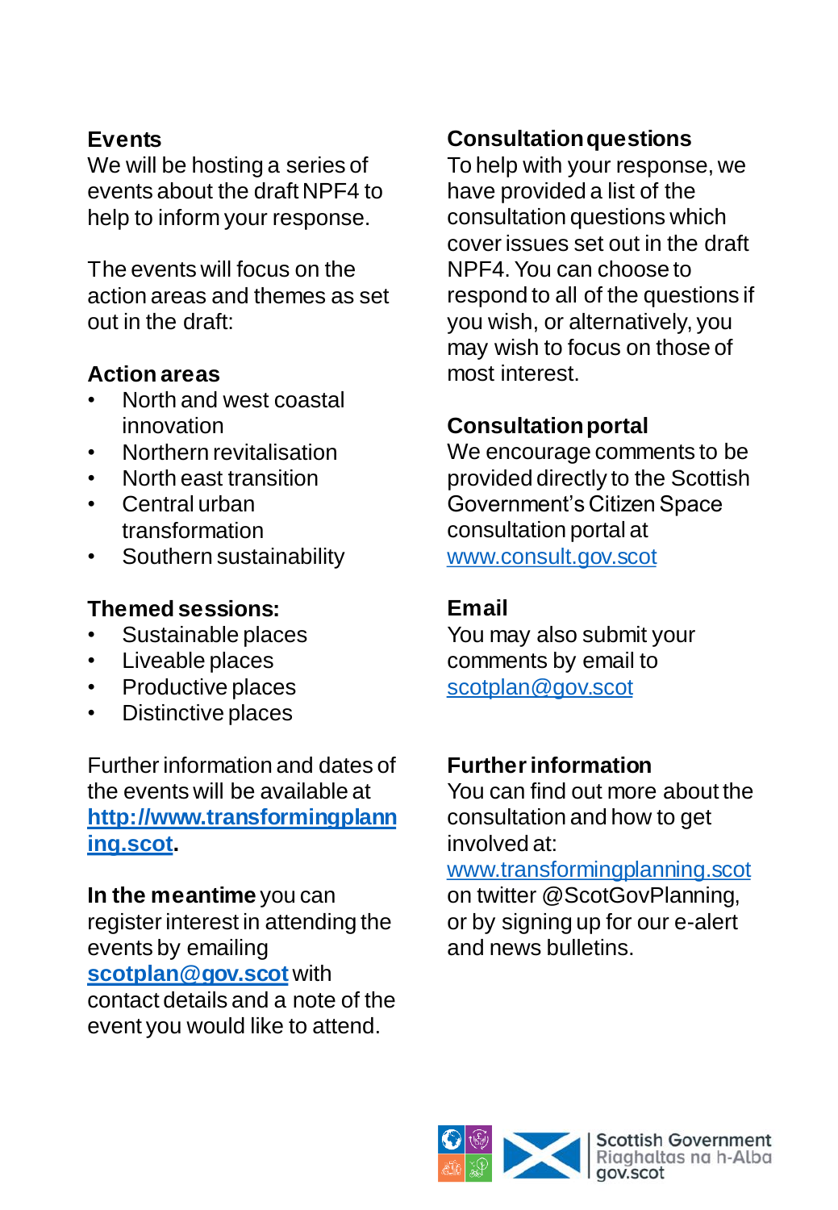## Events

We will be hosting a series of events about the draft NPF4 to help to inform your response.

The events will focus on the action areas and themes as set out in the draft:

### Action areas

- North and west coastal innovation
- Northern revitalisation
- North east transition
- Central urban transformation
- Southern sustainability

### Themed sessions:

- Sustainable places
- Liveable places
- Productive places
- Distinctive places

Further information and dates of the events will be available at **http://www.transformingplanning.scot**.

**In the meantime** you can register interest in attending the events by emailing **scotplan@gov.scot** with contact details and a note of the event you would like to attend.

## Consultation questions

To help with your response, we have provided a list of the consultation questions which cover issues set out in the draft NPF4. You can choose to respond to all of the questions if you wish, or alternatively, you may wish to focus on those of most interest.

## Consultation portal

We encourage comments to be provided directly to the Scottish Government's Citizen Space consultation portal at www.consult.gov.scot

## Email

You may also submit your comments by email to scotplan@gov.scot

## Further information

You can find out more about the consultation and how to get involved at: www.transformingplanning.scot on twitter @ScotGovPlanning, or by signing up for our e-alert and news bulletins.

Scottish Government
Riaghaltas na h-Alba
gov.scot